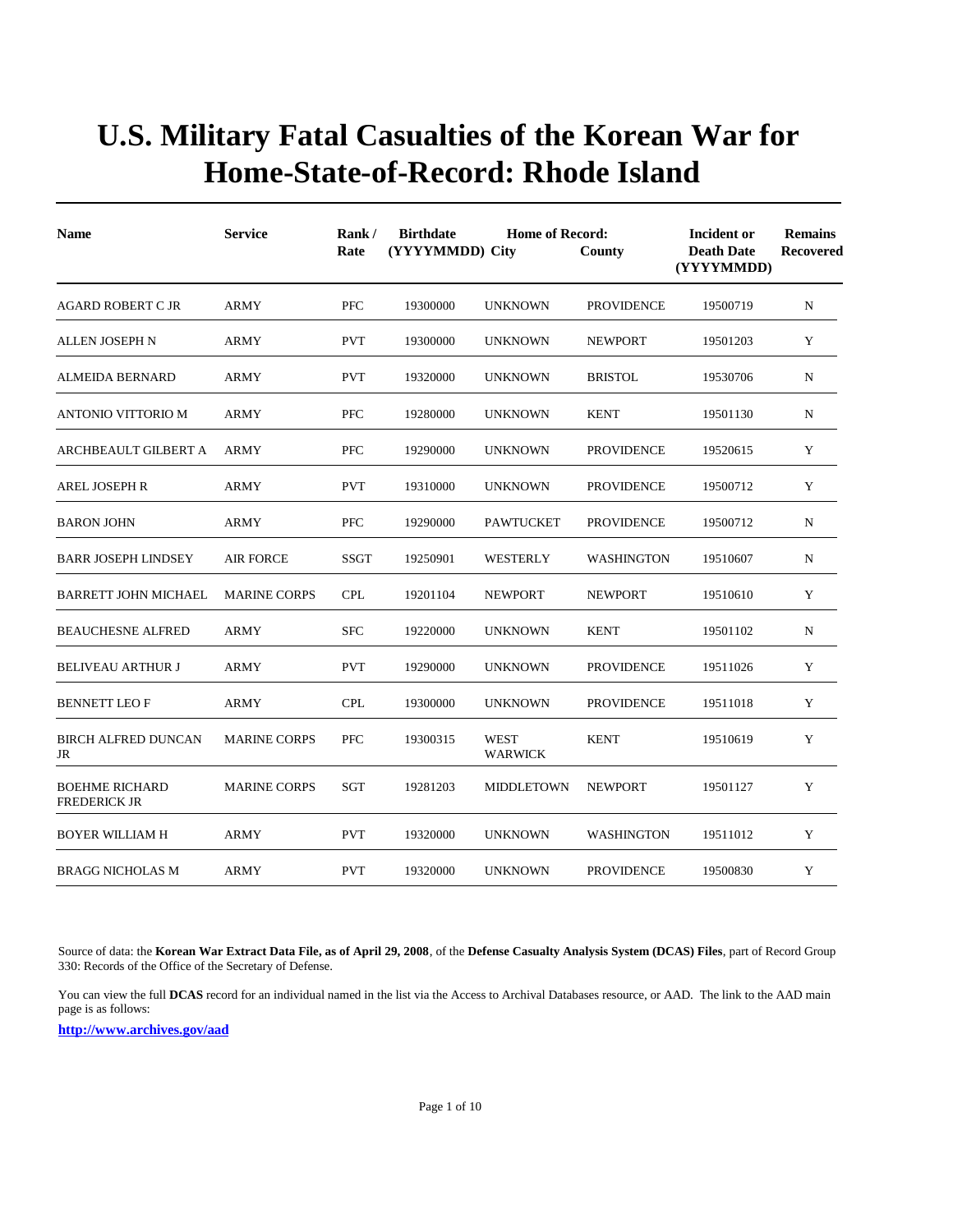# U.S. Military Fatal Casualties of the Korean War for Home-State-of-Record: Rhode Island

| Name | Service | Rank / Rate | Birthdate (YYYYMMDD) | Home of Record: City | County | Incident or Death Date (YYYYMMDD) | Remains Recovered |
|---|---|---|---|---|---|---|---|
| AGARD ROBERT C JR | ARMY | PFC | 19300000 | UNKNOWN | PROVIDENCE | 19500719 | N |
| ALLEN JOSEPH N | ARMY | PVT | 19300000 | UNKNOWN | NEWPORT | 19501203 | Y |
| ALMEIDA BERNARD | ARMY | PVT | 19320000 | UNKNOWN | BRISTOL | 19530706 | N |
| ANTONIO VITTORIO M | ARMY | PFC | 19280000 | UNKNOWN | KENT | 19501130 | N |
| ARCHBEAULT GILBERT A | ARMY | PFC | 19290000 | UNKNOWN | PROVIDENCE | 19520615 | Y |
| AREL JOSEPH R | ARMY | PVT | 19310000 | UNKNOWN | PROVIDENCE | 19500712 | Y |
| BARON JOHN | ARMY | PFC | 19290000 | PAWTUCKET | PROVIDENCE | 19500712 | N |
| BARR JOSEPH LINDSEY | AIR FORCE | SSGT | 19250901 | WESTERLY | WASHINGTON | 19510607 | N |
| BARRETT JOHN MICHAEL | MARINE CORPS | CPL | 19201104 | NEWPORT | NEWPORT | 19510610 | Y |
| BEAUCHESNE ALFRED | ARMY | SFC | 19220000 | UNKNOWN | KENT | 19501102 | N |
| BELIVEAU ARTHUR J | ARMY | PVT | 19290000 | UNKNOWN | PROVIDENCE | 19511026 | Y |
| BENNETT LEO F | ARMY | CPL | 19300000 | UNKNOWN | PROVIDENCE | 19511018 | Y |
| BIRCH ALFRED DUNCAN JR | MARINE CORPS | PFC | 19300315 | WEST WARWICK | KENT | 19510619 | Y |
| BOEHME RICHARD FREDERICK JR | MARINE CORPS | SGT | 19281203 | MIDDLETOWN | NEWPORT | 19501127 | Y |
| BOYER WILLIAM H | ARMY | PVT | 19320000 | UNKNOWN | WASHINGTON | 19511012 | Y |
| BRAGG NICHOLAS M | ARMY | PVT | 19320000 | UNKNOWN | PROVIDENCE | 19500830 | Y |

Source of data: the **Korean War Extract Data File, as of April 29, 2008**, of the **Defense Casualty Analysis System (DCAS) Files**, part of Record Group 330: Records of the Office of the Secretary of Defense.

You can view the full **DCAS** record for an individual named in the list via the Access to Archival Databases resource, or AAD. The link to the AAD main page is as follows:

**http://www.archives.gov/aad**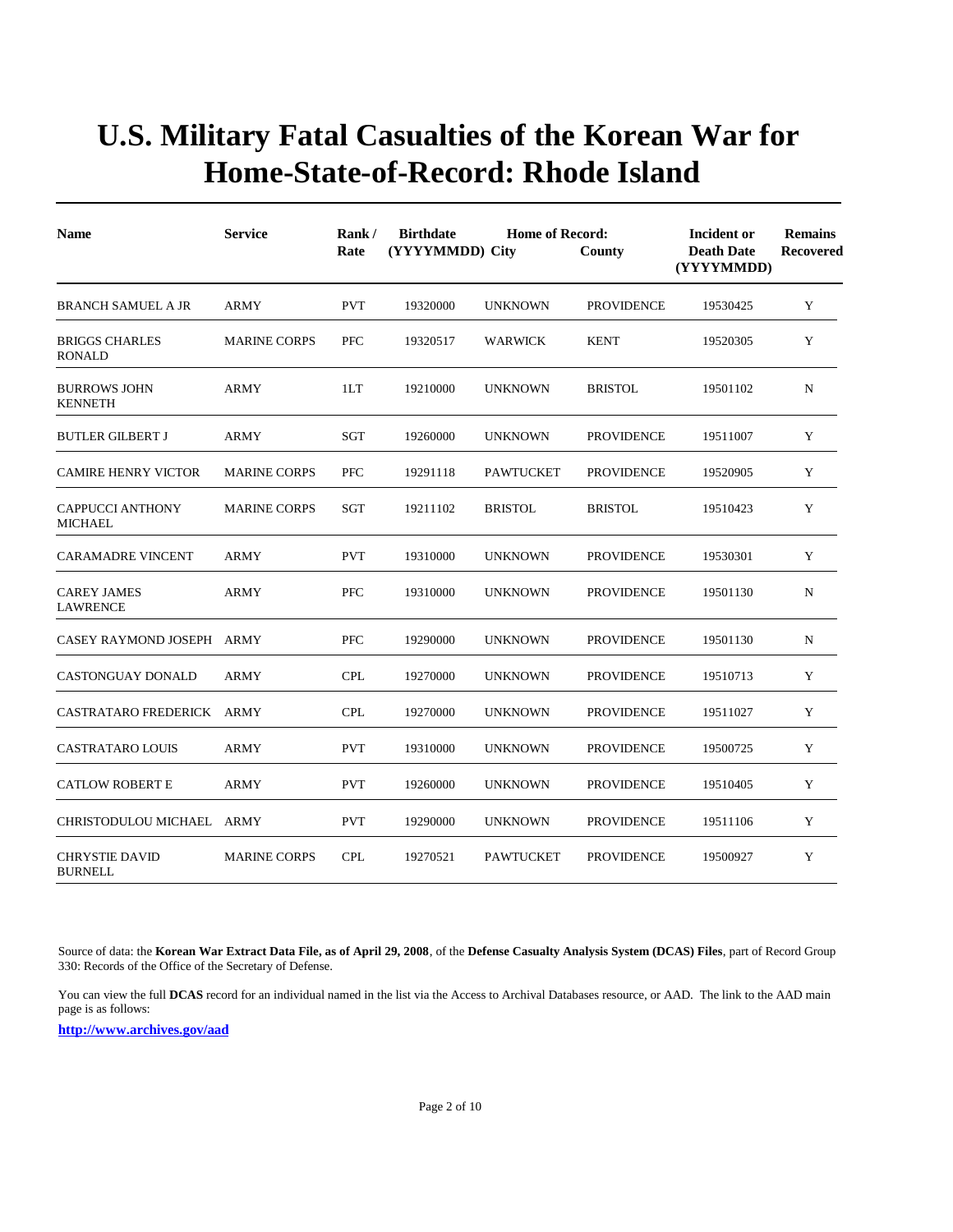# U.S. Military Fatal Casualties of the Korean War for Home-State-of-Record: Rhode Island

| Name | Service | Rank / Rate | Birthdate (YYYYMMDD) | Home of Record: City | County | Incident or Death Date (YYYYMMDD) | Remains Recovered |
|---|---|---|---|---|---|---|---|
| BRANCH SAMUEL A JR | ARMY | PVT | 19320000 | UNKNOWN | PROVIDENCE | 19530425 | Y |
| BRIGGS CHARLES RONALD | MARINE CORPS | PFC | 19320517 | WARWICK | KENT | 19520305 | Y |
| BURROWS JOHN KENNETH | ARMY | 1LT | 19210000 | UNKNOWN | BRISTOL | 19501102 | N |
| BUTLER GILBERT J | ARMY | SGT | 19260000 | UNKNOWN | PROVIDENCE | 19511007 | Y |
| CAMIRE HENRY VICTOR | MARINE CORPS | PFC | 19291118 | PAWTUCKET | PROVIDENCE | 19520905 | Y |
| CAPPUCCI ANTHONY MICHAEL | MARINE CORPS | SGT | 19211102 | BRISTOL | BRISTOL | 19510423 | Y |
| CARAMADRE VINCENT | ARMY | PVT | 19310000 | UNKNOWN | PROVIDENCE | 19530301 | Y |
| CAREY JAMES LAWRENCE | ARMY | PFC | 19310000 | UNKNOWN | PROVIDENCE | 19501130 | N |
| CASEY RAYMOND JOSEPH | ARMY | PFC | 19290000 | UNKNOWN | PROVIDENCE | 19501130 | N |
| CASTONGUAY DONALD | ARMY | CPL | 19270000 | UNKNOWN | PROVIDENCE | 19510713 | Y |
| CASTRATARO FREDERICK | ARMY | CPL | 19270000 | UNKNOWN | PROVIDENCE | 19511027 | Y |
| CASTRATARO LOUIS | ARMY | PVT | 19310000 | UNKNOWN | PROVIDENCE | 19500725 | Y |
| CATLOW ROBERT E | ARMY | PVT | 19260000 | UNKNOWN | PROVIDENCE | 19510405 | Y |
| CHRISTODULOU MICHAEL | ARMY | PVT | 19290000 | UNKNOWN | PROVIDENCE | 19511106 | Y |
| CHRYSTIE DAVID BURNELL | MARINE CORPS | CPL | 19270521 | PAWTUCKET | PROVIDENCE | 19500927 | Y |

Source of data: the **Korean War Extract Data File, as of April 29, 2008**, of the **Defense Casualty Analysis System (DCAS) Files**, part of Record Group 330: Records of the Office of the Secretary of Defense.

You can view the full **DCAS** record for an individual named in the list via the Access to Archival Databases resource, or AAD. The link to the AAD main page is as follows:

**http://www.archives.gov/aad**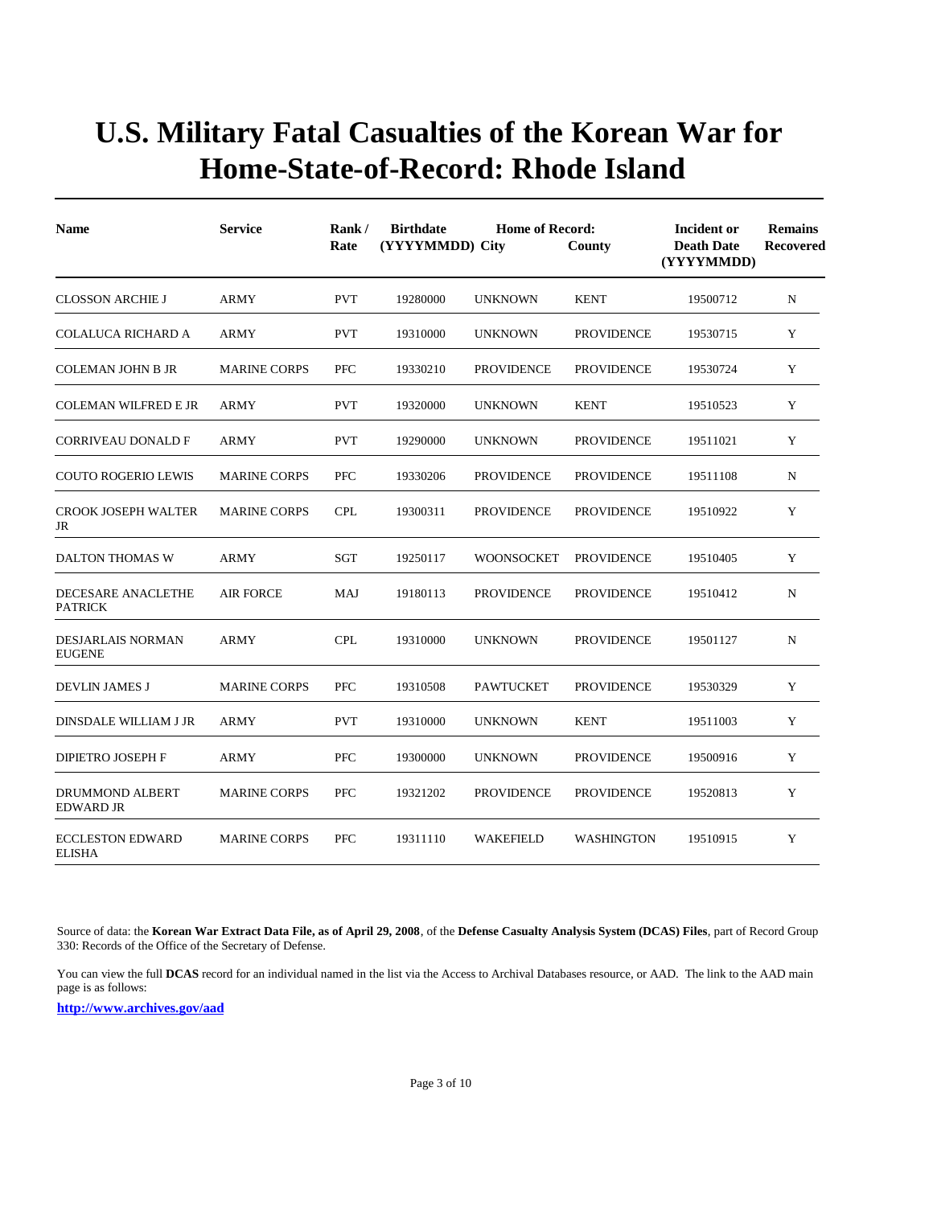# U.S. Military Fatal Casualties of the Korean War for Home-State-of-Record: Rhode Island

| Name | Service | Rank / Rate | Birthdate (YYYYMMDD) | Home of Record: City | County | Incident or Death Date (YYYYMMDD) | Remains Recovered |
|---|---|---|---|---|---|---|---|
| CLOSSON ARCHIE J | ARMY | PVT | 19280000 | UNKNOWN | KENT | 19500712 | N |
| COLALUCA RICHARD A | ARMY | PVT | 19310000 | UNKNOWN | PROVIDENCE | 19530715 | Y |
| COLEMAN JOHN B JR | MARINE CORPS | PFC | 19330210 | PROVIDENCE | PROVIDENCE | 19530724 | Y |
| COLEMAN WILFRED E JR | ARMY | PVT | 19320000 | UNKNOWN | KENT | 19510523 | Y |
| CORRIVEAU DONALD F | ARMY | PVT | 19290000 | UNKNOWN | PROVIDENCE | 19511021 | Y |
| COUTO ROGERIO LEWIS | MARINE CORPS | PFC | 19330206 | PROVIDENCE | PROVIDENCE | 19511108 | N |
| CROOK JOSEPH WALTER JR | MARINE CORPS | CPL | 19300311 | PROVIDENCE | PROVIDENCE | 19510922 | Y |
| DALTON THOMAS W | ARMY | SGT | 19250117 | WOONSOCKET | PROVIDENCE | 19510405 | Y |
| DECESARE ANACLETHE PATRICK | AIR FORCE | MAJ | 19180113 | PROVIDENCE | PROVIDENCE | 19510412 | N |
| DESJARLAIS NORMAN EUGENE | ARMY | CPL | 19310000 | UNKNOWN | PROVIDENCE | 19501127 | N |
| DEVLIN JAMES J | MARINE CORPS | PFC | 19310508 | PAWTUCKET | PROVIDENCE | 19530329 | Y |
| DINSDALE WILLIAM J JR | ARMY | PVT | 19310000 | UNKNOWN | KENT | 19511003 | Y |
| DIPIETRO JOSEPH F | ARMY | PFC | 19300000 | UNKNOWN | PROVIDENCE | 19500916 | Y |
| DRUMMOND ALBERT EDWARD JR | MARINE CORPS | PFC | 19321202 | PROVIDENCE | PROVIDENCE | 19520813 | Y |
| ECCLESTON EDWARD ELISHA | MARINE CORPS | PFC | 19311110 | WAKEFIELD | WASHINGTON | 19510915 | Y |

Source of data: the **Korean War Extract Data File, as of April 29, 2008**, of the **Defense Casualty Analysis System (DCAS) Files**, part of Record Group 330: Records of the Office of the Secretary of Defense.

You can view the full **DCAS** record for an individual named in the list via the Access to Archival Databases resource, or AAD. The link to the AAD main page is as follows:

**http://www.archives.gov/aad**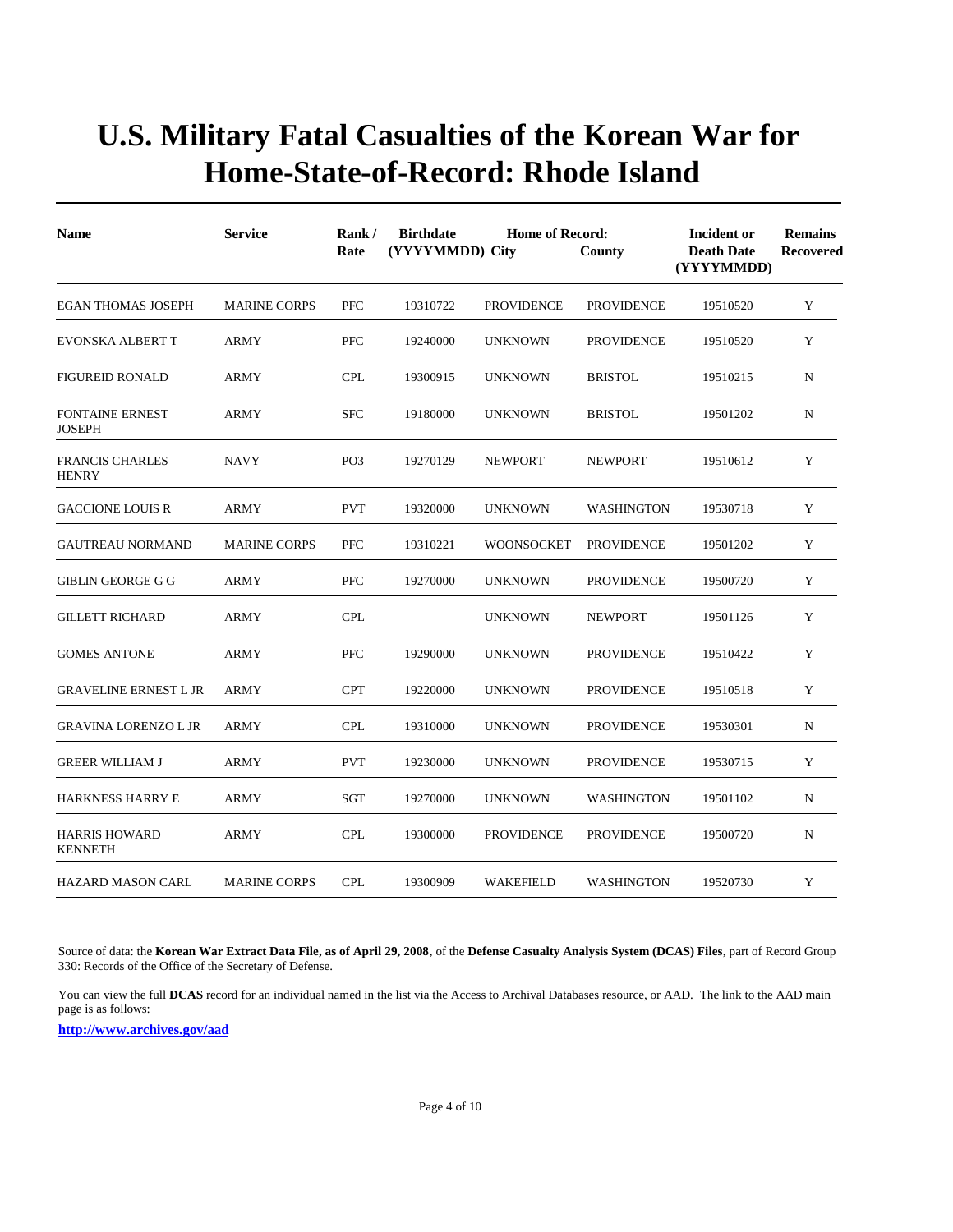# U.S. Military Fatal Casualties of the Korean War for Home-State-of-Record: Rhode Island

| Name | Service | Rank / Rate | Birthdate (YYYYMMDD) | Home of Record: City | County | Incident or Death Date (YYYYMMDD) | Remains Recovered |
|---|---|---|---|---|---|---|---|
| EGAN THOMAS JOSEPH | MARINE CORPS | PFC | 19310722 | PROVIDENCE | PROVIDENCE | 19510520 | Y |
| EVONSKA ALBERT T | ARMY | PFC | 19240000 | UNKNOWN | PROVIDENCE | 19510520 | Y |
| FIGUREID RONALD | ARMY | CPL | 19300915 | UNKNOWN | BRISTOL | 19510215 | N |
| FONTAINE ERNEST JOSEPH | ARMY | SFC | 19180000 | UNKNOWN | BRISTOL | 19501202 | N |
| FRANCIS CHARLES HENRY | NAVY | PO3 | 19270129 | NEWPORT | NEWPORT | 19510612 | Y |
| GACCIONE LOUIS R | ARMY | PVT | 19320000 | UNKNOWN | WASHINGTON | 19530718 | Y |
| GAUTREAU NORMAND | MARINE CORPS | PFC | 19310221 | WOONSOCKET | PROVIDENCE | 19501202 | Y |
| GIBLIN GEORGE G G | ARMY | PFC | 19270000 | UNKNOWN | PROVIDENCE | 19500720 | Y |
| GILLETT RICHARD | ARMY | CPL | | UNKNOWN | NEWPORT | 19501126 | Y |
| GOMES ANTONE | ARMY | PFC | 19290000 | UNKNOWN | PROVIDENCE | 19510422 | Y |
| GRAVELINE ERNEST L JR | ARMY | CPT | 19220000 | UNKNOWN | PROVIDENCE | 19510518 | Y |
| GRAVINA LORENZO L JR | ARMY | CPL | 19310000 | UNKNOWN | PROVIDENCE | 19530301 | N |
| GREER WILLIAM J | ARMY | PVT | 19230000 | UNKNOWN | PROVIDENCE | 19530715 | Y |
| HARKNESS HARRY E | ARMY | SGT | 19270000 | UNKNOWN | WASHINGTON | 19501102 | N |
| HARRIS HOWARD KENNETH | ARMY | CPL | 19300000 | PROVIDENCE | PROVIDENCE | 19500720 | N |
| HAZARD MASON CARL | MARINE CORPS | CPL | 19300909 | WAKEFIELD | WASHINGTON | 19520730 | Y |

Source of data: the **Korean War Extract Data File, as of April 29, 2008**, of the **Defense Casualty Analysis System (DCAS) Files**, part of Record Group 330: Records of the Office of the Secretary of Defense.

You can view the full **DCAS** record for an individual named in the list via the Access to Archival Databases resource, or AAD. The link to the AAD main page is as follows:

**http://www.archives.gov/aad**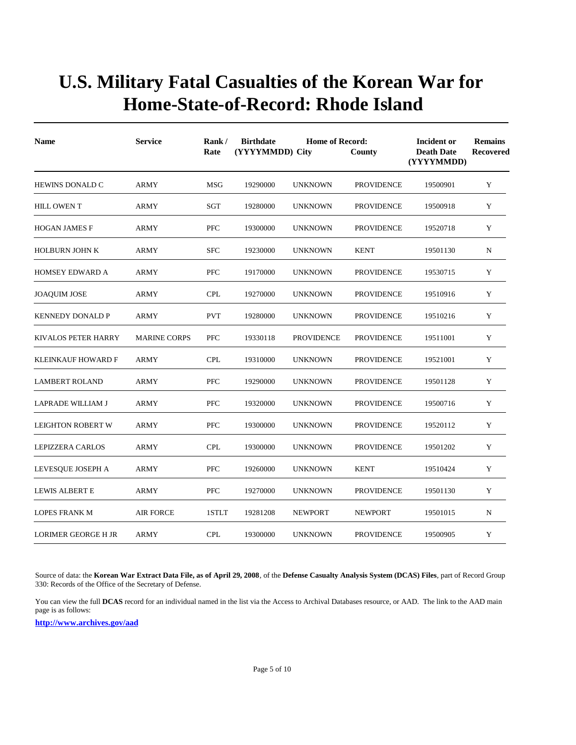# U.S. Military Fatal Casualties of the Korean War for Home-State-of-Record: Rhode Island

| Name | Service | Rank / Rate | Birthdate (YYYYMMDD) | Home of Record: City | County | Incident or Death Date (YYYYMMDD) | Remains Recovered |
|---|---|---|---|---|---|---|---|
| HEWINS DONALD C | ARMY | MSG | 19290000 | UNKNOWN | PROVIDENCE | 19500901 | Y |
| HILL OWEN T | ARMY | SGT | 19280000 | UNKNOWN | PROVIDENCE | 19500918 | Y |
| HOGAN JAMES F | ARMY | PFC | 19300000 | UNKNOWN | PROVIDENCE | 19520718 | Y |
| HOLBURN JOHN K | ARMY | SFC | 19230000 | UNKNOWN | KENT | 19501130 | N |
| HOMSEY EDWARD A | ARMY | PFC | 19170000 | UNKNOWN | PROVIDENCE | 19530715 | Y |
| JOAQUIM JOSE | ARMY | CPL | 19270000 | UNKNOWN | PROVIDENCE | 19510916 | Y |
| KENNEDY DONALD P | ARMY | PVT | 19280000 | UNKNOWN | PROVIDENCE | 19510216 | Y |
| KIVALOS PETER HARRY | MARINE CORPS | PFC | 19330118 | PROVIDENCE | PROVIDENCE | 19511001 | Y |
| KLEINKAUF HOWARD F | ARMY | CPL | 19310000 | UNKNOWN | PROVIDENCE | 19521001 | Y |
| LAMBERT ROLAND | ARMY | PFC | 19290000 | UNKNOWN | PROVIDENCE | 19501128 | Y |
| LAPRADE WILLIAM J | ARMY | PFC | 19320000 | UNKNOWN | PROVIDENCE | 19500716 | Y |
| LEIGHTON ROBERT W | ARMY | PFC | 19300000 | UNKNOWN | PROVIDENCE | 19520112 | Y |
| LEPIZZERA CARLOS | ARMY | CPL | 19300000 | UNKNOWN | PROVIDENCE | 19501202 | Y |
| LEVESQUE JOSEPH A | ARMY | PFC | 19260000 | UNKNOWN | KENT | 19510424 | Y |
| LEWIS ALBERT E | ARMY | PFC | 19270000 | UNKNOWN | PROVIDENCE | 19501130 | Y |
| LOPES FRANK M | AIR FORCE | 1STLT | 19281208 | NEWPORT | NEWPORT | 19501015 | N |
| LORIMER GEORGE H JR | ARMY | CPL | 19300000 | UNKNOWN | PROVIDENCE | 19500905 | Y |

Source of data: the **Korean War Extract Data File, as of April 29, 2008**, of the **Defense Casualty Analysis System (DCAS) Files**, part of Record Group 330: Records of the Office of the Secretary of Defense.

You can view the full **DCAS** record for an individual named in the list via the Access to Archival Databases resource, or AAD. The link to the AAD main page is as follows:

**http://www.archives.gov/aad**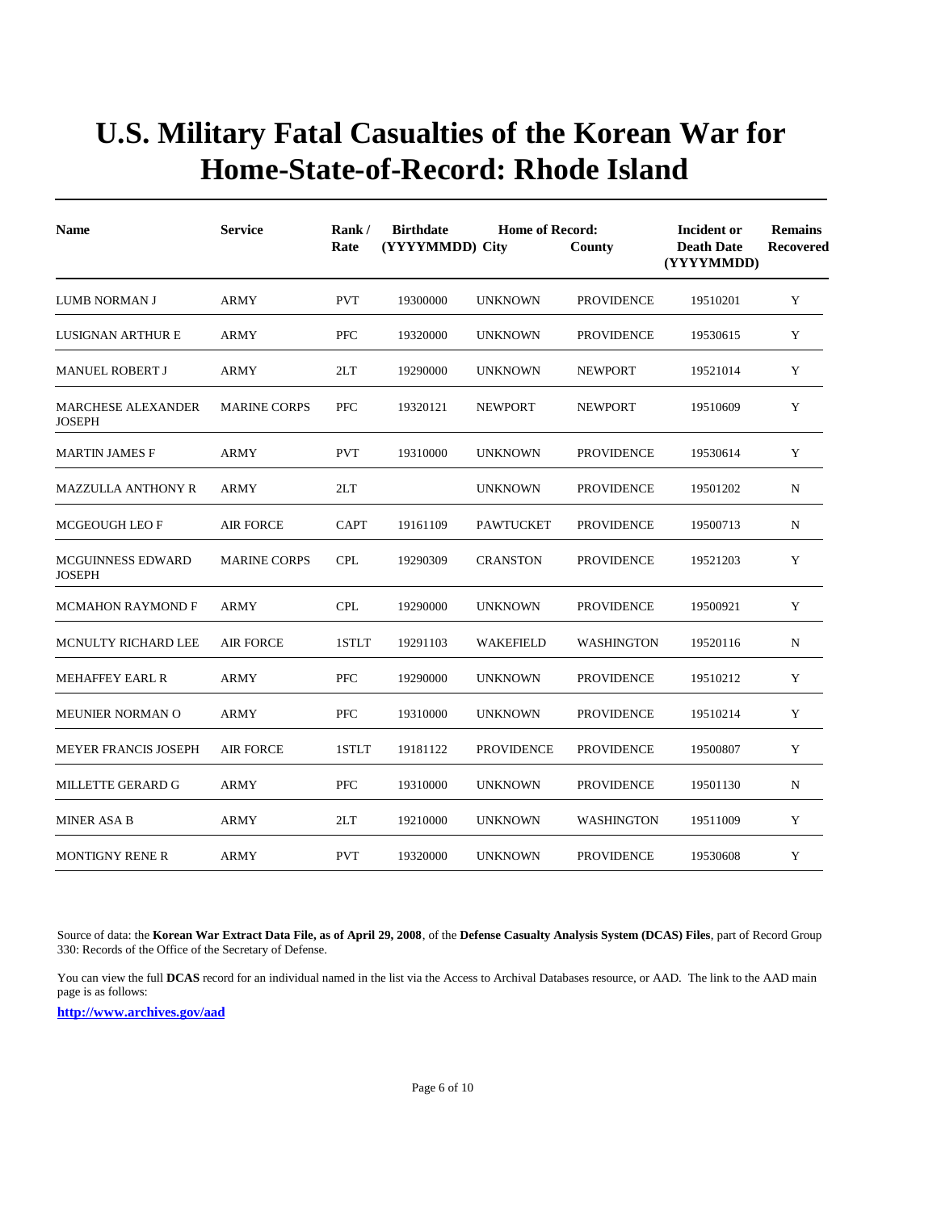# U.S. Military Fatal Casualties of the Korean War for Home-State-of-Record: Rhode Island

| Name | Service | Rank / Rate | Birthdate (YYYYMMDD) | Home of Record: City | County | Incident or Death Date (YYYYMMDD) | Remains Recovered |
|---|---|---|---|---|---|---|---|
| LUMB NORMAN J | ARMY | PVT | 19300000 | UNKNOWN | PROVIDENCE | 19510201 | Y |
| LUSIGNAN ARTHUR E | ARMY | PFC | 19320000 | UNKNOWN | PROVIDENCE | 19530615 | Y |
| MANUEL ROBERT J | ARMY | 2LT | 19290000 | UNKNOWN | NEWPORT | 19521014 | Y |
| MARCHESE ALEXANDER JOSEPH | MARINE CORPS | PFC | 19320121 | NEWPORT | NEWPORT | 19510609 | Y |
| MARTIN JAMES F | ARMY | PVT | 19310000 | UNKNOWN | PROVIDENCE | 19530614 | Y |
| MAZZULLA ANTHONY R | ARMY | 2LT | | UNKNOWN | PROVIDENCE | 19501202 | N |
| MCGEOUGH LEO F | AIR FORCE | CAPT | 19161109 | PAWTUCKET | PROVIDENCE | 19500713 | N |
| MCGUINNESS EDWARD JOSEPH | MARINE CORPS | CPL | 19290309 | CRANSTON | PROVIDENCE | 19521203 | Y |
| MCMAHON RAYMOND F | ARMY | CPL | 19290000 | UNKNOWN | PROVIDENCE | 19500921 | Y |
| MCNULTY RICHARD LEE | AIR FORCE | 1STLT | 19291103 | WAKEFIELD | WASHINGTON | 19520116 | N |
| MEHAFFEY EARL R | ARMY | PFC | 19290000 | UNKNOWN | PROVIDENCE | 19510212 | Y |
| MEUNIER NORMAN O | ARMY | PFC | 19310000 | UNKNOWN | PROVIDENCE | 19510214 | Y |
| MEYER FRANCIS JOSEPH | AIR FORCE | 1STLT | 19181122 | PROVIDENCE | PROVIDENCE | 19500807 | Y |
| MILLETTE GERARD G | ARMY | PFC | 19310000 | UNKNOWN | PROVIDENCE | 19501130 | N |
| MINER ASA B | ARMY | 2LT | 19210000 | UNKNOWN | WASHINGTON | 19511009 | Y |
| MONTIGNY RENE R | ARMY | PVT | 19320000 | UNKNOWN | PROVIDENCE | 19530608 | Y |

Source of data: the **Korean War Extract Data File, as of April 29, 2008**, of the **Defense Casualty Analysis System (DCAS) Files**, part of Record Group 330: Records of the Office of the Secretary of Defense.

You can view the full **DCAS** record for an individual named in the list via the Access to Archival Databases resource, or AAD. The link to the AAD main page is as follows:

**http://www.archives.gov/aad**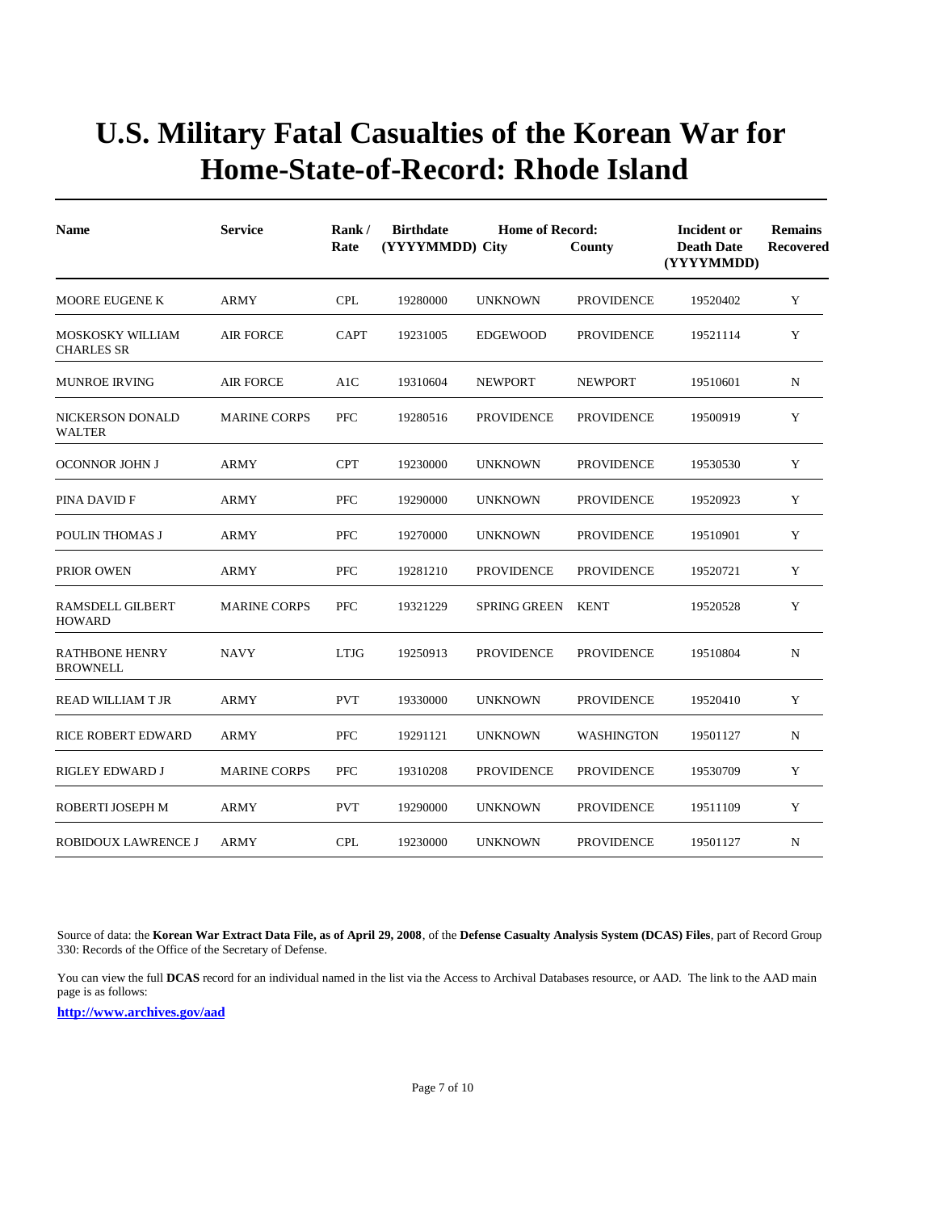# U.S. Military Fatal Casualties of the Korean War for Home-State-of-Record: Rhode Island

| Name | Service | Rank / Rate | Birthdate (YYYYMMDD) | Home of Record: City | County | Incident or Death Date (YYYYMMDD) | Remains Recovered |
|---|---|---|---|---|---|---|---|
| MOORE EUGENE K | ARMY | CPL | 19280000 | UNKNOWN | PROVIDENCE | 19520402 | Y |
| MOSKOSKY WILLIAM CHARLES SR | AIR FORCE | CAPT | 19231005 | EDGEWOOD | PROVIDENCE | 19521114 | Y |
| MUNROE IRVING | AIR FORCE | A1C | 19310604 | NEWPORT | NEWPORT | 19510601 | N |
| NICKERSON DONALD WALTER | MARINE CORPS | PFC | 19280516 | PROVIDENCE | PROVIDENCE | 19500919 | Y |
| OCONNOR JOHN J | ARMY | CPT | 19230000 | UNKNOWN | PROVIDENCE | 19530530 | Y |
| PINA DAVID F | ARMY | PFC | 19290000 | UNKNOWN | PROVIDENCE | 19520923 | Y |
| POULIN THOMAS J | ARMY | PFC | 19270000 | UNKNOWN | PROVIDENCE | 19510901 | Y |
| PRIOR OWEN | ARMY | PFC | 19281210 | PROVIDENCE | PROVIDENCE | 19520721 | Y |
| RAMSDELL GILBERT HOWARD | MARINE CORPS | PFC | 19321229 | SPRING GREEN | KENT | 19520528 | Y |
| RATHBONE HENRY BROWNELL | NAVY | LTJG | 19250913 | PROVIDENCE | PROVIDENCE | 19510804 | N |
| READ WILLIAM T JR | ARMY | PVT | 19330000 | UNKNOWN | PROVIDENCE | 19520410 | Y |
| RICE ROBERT EDWARD | ARMY | PFC | 19291121 | UNKNOWN | WASHINGTON | 19501127 | N |
| RIGLEY EDWARD J | MARINE CORPS | PFC | 19310208 | PROVIDENCE | PROVIDENCE | 19530709 | Y |
| ROBERTI JOSEPH M | ARMY | PVT | 19290000 | UNKNOWN | PROVIDENCE | 19511109 | Y |
| ROBIDOUX LAWRENCE J | ARMY | CPL | 19230000 | UNKNOWN | PROVIDENCE | 19501127 | N |

Source of data: the **Korean War Extract Data File, as of April 29, 2008**, of the **Defense Casualty Analysis System (DCAS) Files**, part of Record Group 330: Records of the Office of the Secretary of Defense.

You can view the full **DCAS** record for an individual named in the list via the Access to Archival Databases resource, or AAD. The link to the AAD main page is as follows:

**http://www.archives.gov/aad**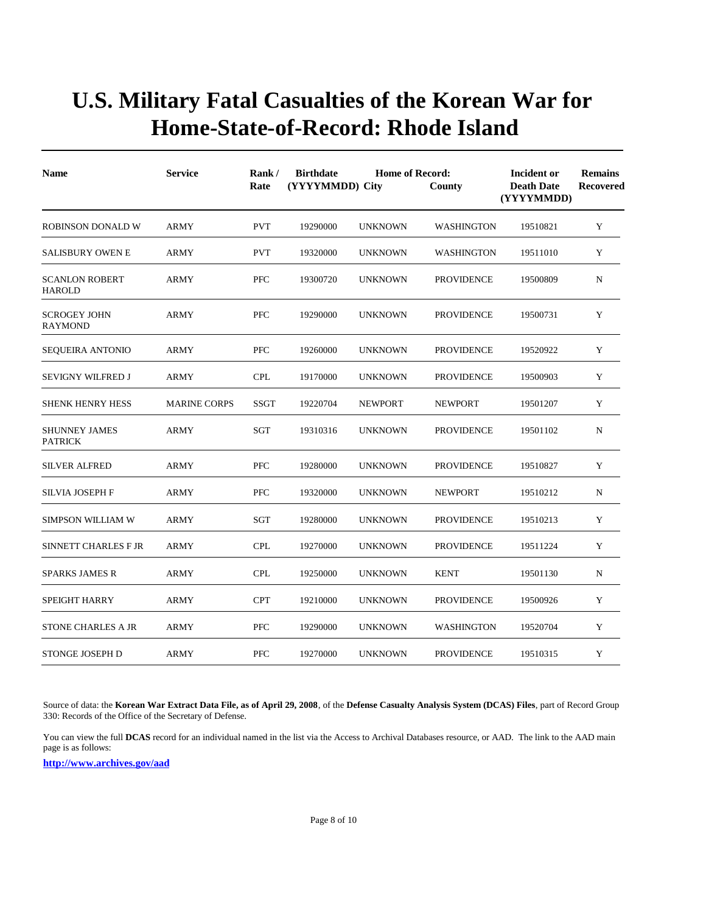# U.S. Military Fatal Casualties of the Korean War for Home-State-of-Record: Rhode Island

| Name | Service | Rank / Rate | Birthdate (YYYYMMDD) | Home of Record: City | County | Incident or Death Date (YYYYMMDD) | Remains Recovered |
|---|---|---|---|---|---|---|---|
| ROBINSON DONALD W | ARMY | PVT | 19290000 | UNKNOWN | WASHINGTON | 19510821 | Y |
| SALISBURY OWEN E | ARMY | PVT | 19320000 | UNKNOWN | WASHINGTON | 19511010 | Y |
| SCANLON ROBERT HAROLD | ARMY | PFC | 19300720 | UNKNOWN | PROVIDENCE | 19500809 | N |
| SCROGEY JOHN RAYMOND | ARMY | PFC | 19290000 | UNKNOWN | PROVIDENCE | 19500731 | Y |
| SEQUEIRA ANTONIO | ARMY | PFC | 19260000 | UNKNOWN | PROVIDENCE | 19520922 | Y |
| SEVIGNY WILFRED J | ARMY | CPL | 19170000 | UNKNOWN | PROVIDENCE | 19500903 | Y |
| SHENK HENRY HESS | MARINE CORPS | SSGT | 19220704 | NEWPORT | NEWPORT | 19501207 | Y |
| SHUNNEY JAMES PATRICK | ARMY | SGT | 19310316 | UNKNOWN | PROVIDENCE | 19501102 | N |
| SILVER ALFRED | ARMY | PFC | 19280000 | UNKNOWN | PROVIDENCE | 19510827 | Y |
| SILVIA JOSEPH F | ARMY | PFC | 19320000 | UNKNOWN | NEWPORT | 19510212 | N |
| SIMPSON WILLIAM W | ARMY | SGT | 19280000 | UNKNOWN | PROVIDENCE | 19510213 | Y |
| SINNETT CHARLES F JR | ARMY | CPL | 19270000 | UNKNOWN | PROVIDENCE | 19511224 | Y |
| SPARKS JAMES R | ARMY | CPL | 19250000 | UNKNOWN | KENT | 19501130 | N |
| SPEIGHT HARRY | ARMY | CPT | 19210000 | UNKNOWN | PROVIDENCE | 19500926 | Y |
| STONE CHARLES A JR | ARMY | PFC | 19290000 | UNKNOWN | WASHINGTON | 19520704 | Y |
| STONGE JOSEPH D | ARMY | PFC | 19270000 | UNKNOWN | PROVIDENCE | 19510315 | Y |

Source of data: the **Korean War Extract Data File, as of April 29, 2008**, of the **Defense Casualty Analysis System (DCAS) Files**, part of Record Group 330: Records of the Office of the Secretary of Defense.

You can view the full **DCAS** record for an individual named in the list via the Access to Archival Databases resource, or AAD. The link to the AAD main page is as follows:

**http://www.archives.gov/aad**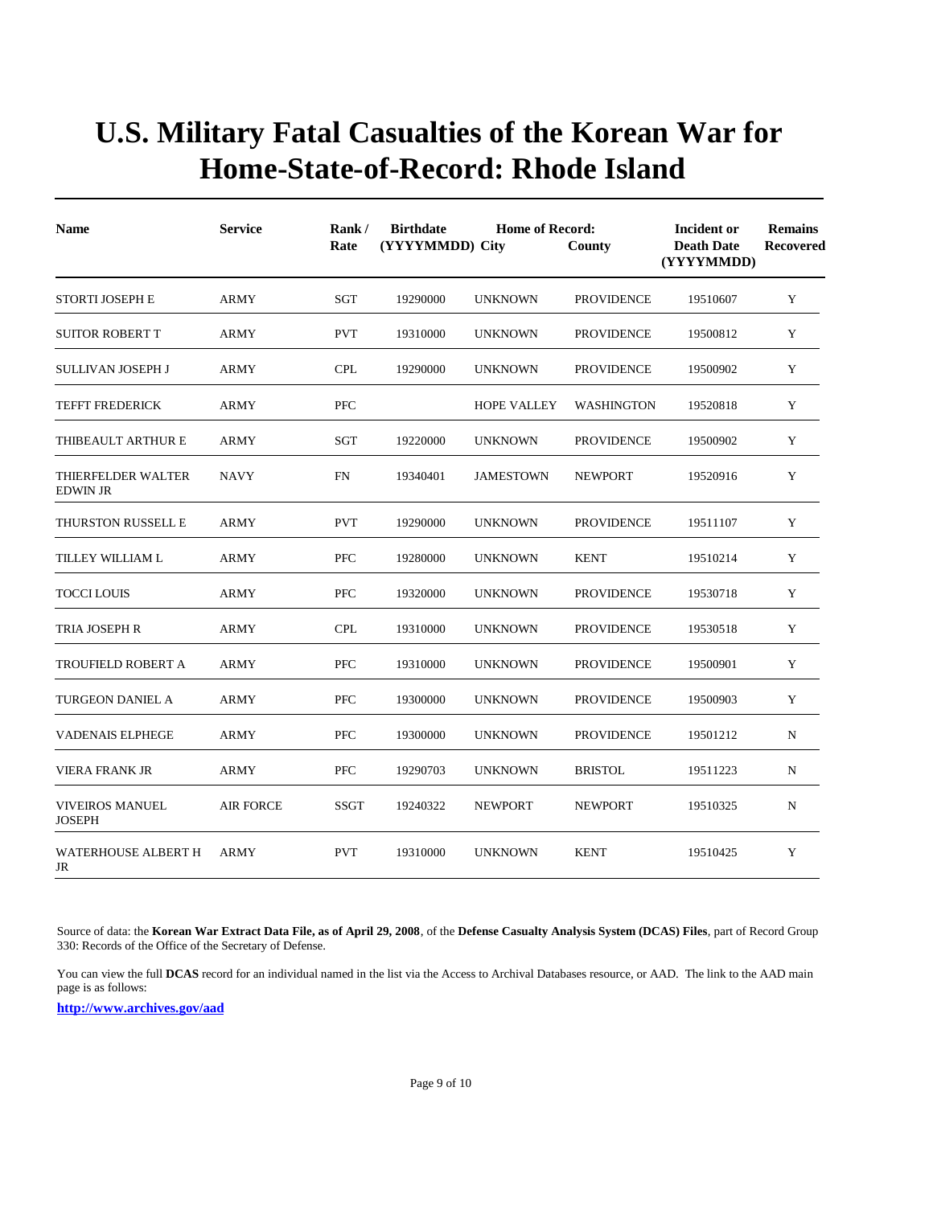# U.S. Military Fatal Casualties of the Korean War for Home-State-of-Record: Rhode Island

| Name | Service | Rank / Rate | Birthdate (YYYYMMDD) | Home of Record: City | County | Incident or Death Date (YYYYMMDD) | Remains Recovered |
|---|---|---|---|---|---|---|---|
| STORTI JOSEPH E | ARMY | SGT | 19290000 | UNKNOWN | PROVIDENCE | 19510607 | Y |
| SUITOR ROBERT T | ARMY | PVT | 19310000 | UNKNOWN | PROVIDENCE | 19500812 | Y |
| SULLIVAN JOSEPH J | ARMY | CPL | 19290000 | UNKNOWN | PROVIDENCE | 19500902 | Y |
| TEFFT FREDERICK | ARMY | PFC | | HOPE VALLEY | WASHINGTON | 19520818 | Y |
| THIBEAULT ARTHUR E | ARMY | SGT | 19220000 | UNKNOWN | PROVIDENCE | 19500902 | Y |
| THIERFELDER WALTER EDWIN JR | NAVY | FN | 19340401 | JAMESTOWN | NEWPORT | 19520916 | Y |
| THURSTON RUSSELL E | ARMY | PVT | 19290000 | UNKNOWN | PROVIDENCE | 19511107 | Y |
| TILLEY WILLIAM L | ARMY | PFC | 19280000 | UNKNOWN | KENT | 19510214 | Y |
| TOCCI LOUIS | ARMY | PFC | 19320000 | UNKNOWN | PROVIDENCE | 19530718 | Y |
| TRIA JOSEPH R | ARMY | CPL | 19310000 | UNKNOWN | PROVIDENCE | 19530518 | Y |
| TROUFIELD ROBERT A | ARMY | PFC | 19310000 | UNKNOWN | PROVIDENCE | 19500901 | Y |
| TURGEON DANIEL A | ARMY | PFC | 19300000 | UNKNOWN | PROVIDENCE | 19500903 | Y |
| VADENAIS ELPHEGE | ARMY | PFC | 19300000 | UNKNOWN | PROVIDENCE | 19501212 | N |
| VIERA FRANK JR | ARMY | PFC | 19290703 | UNKNOWN | BRISTOL | 19511223 | N |
| VIVEIROS MANUEL JOSEPH | AIR FORCE | SSGT | 19240322 | NEWPORT | NEWPORT | 19510325 | N |
| WATERHOUSE ALBERT H JR | ARMY | PVT | 19310000 | UNKNOWN | KENT | 19510425 | Y |

Source of data: the **Korean War Extract Data File, as of April 29, 2008**, of the **Defense Casualty Analysis System (DCAS) Files**, part of Record Group 330: Records of the Office of the Secretary of Defense.

You can view the full **DCAS** record for an individual named in the list via the Access to Archival Databases resource, or AAD. The link to the AAD main page is as follows:

**http://www.archives.gov/aad**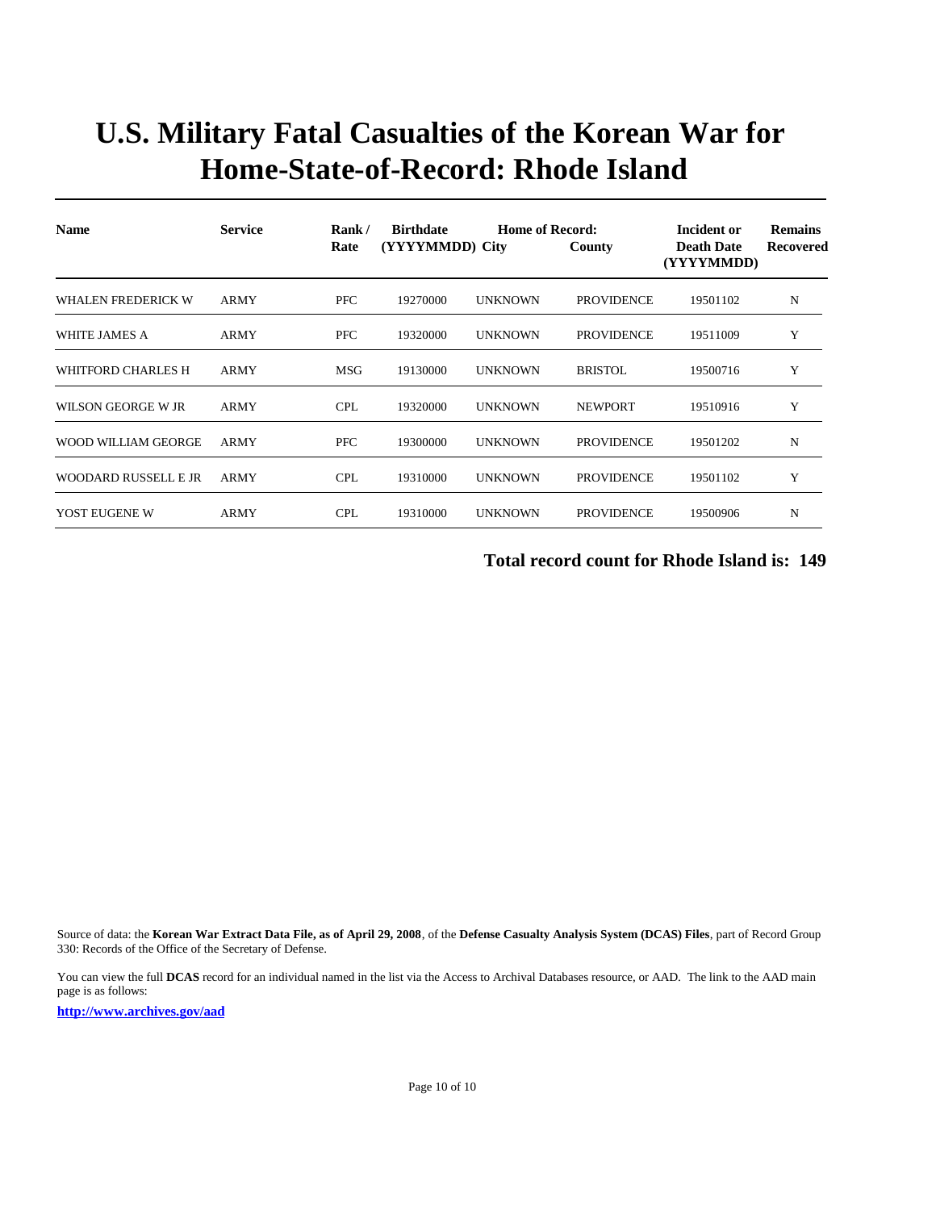# U.S. Military Fatal Casualties of the Korean War for Home-State-of-Record: Rhode Island

| Name | Service | Rank / Rate | Birthdate (YYYYMMDD) | Home of Record: City | County | Incident or Death Date (YYYYMMDD) | Remains Recovered |
|---|---|---|---|---|---|---|---|
| WHALEN FREDERICK W | ARMY | PFC | 19270000 | UNKNOWN | PROVIDENCE | 19501102 | N |
| WHITE JAMES A | ARMY | PFC | 19320000 | UNKNOWN | PROVIDENCE | 19511009 | Y |
| WHITFORD CHARLES H | ARMY | MSG | 19130000 | UNKNOWN | BRISTOL | 19500716 | Y |
| WILSON GEORGE W JR | ARMY | CPL | 19320000 | UNKNOWN | NEWPORT | 19510916 | Y |
| WOOD WILLIAM GEORGE | ARMY | PFC | 19300000 | UNKNOWN | PROVIDENCE | 19501202 | N |
| WOODARD RUSSELL E JR | ARMY | CPL | 19310000 | UNKNOWN | PROVIDENCE | 19501102 | Y |
| YOST EUGENE W | ARMY | CPL | 19310000 | UNKNOWN | PROVIDENCE | 19500906 | N |

**Total record count for Rhode Island is: 149**

Source of data: the **Korean War Extract Data File, as of April 29, 2008**, of the **Defense Casualty Analysis System (DCAS) Files**, part of Record Group 330: Records of the Office of the Secretary of Defense.

You can view the full **DCAS** record for an individual named in the list via the Access to Archival Databases resource, or AAD. The link to the AAD main page is as follows:

**http://www.archives.gov/aad**